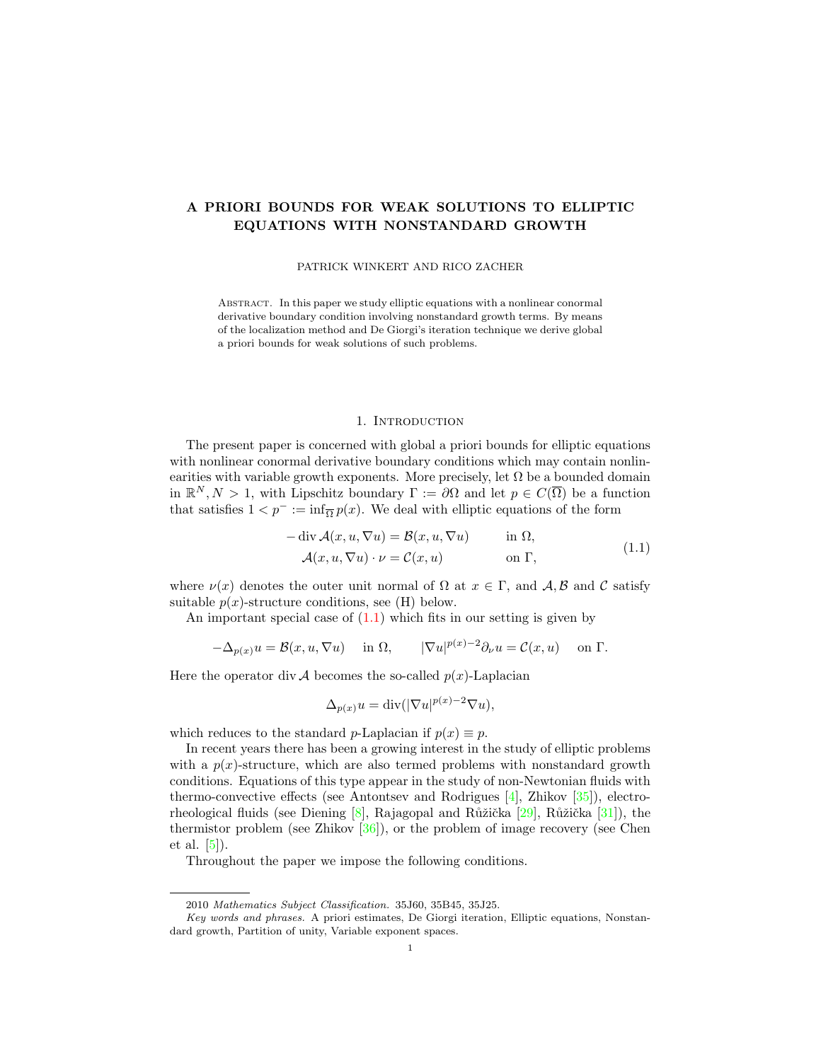# A PRIORI BOUNDS FOR WEAK SOLUTIONS TO ELLIPTIC EQUATIONS WITH NONSTANDARD GROWTH

PATRICK WINKERT AND RICO ZACHER

Abstract. In this paper we study elliptic equations with a nonlinear conormal derivative boundary condition involving nonstandard growth terms. By means of the localization method and De Giorgi's iteration technique we derive global a priori bounds for weak solutions of such problems.

## 1. Introduction

The present paper is concerned with global a priori bounds for elliptic equations with nonlinear conormal derivative boundary conditions which may contain nonlinearities with variable growth exponents. More precisely, let $\Omega$ be a bounded domain in $\mathbb{R}^N, N > 1$, with Lipschitz boundary $\Gamma := \partial\Omega$ and let $p \in C(\overline{\Omega})$ be a function that satisfies $1 < p^- := \inf_{\overline{\Omega}} p(x)$. We deal with elliptic equations of the form

$$
\begin{aligned}
-\operatorname{div} \mathcal{A}(x, u, \nabla u) &= \mathcal{B}(x, u, \nabla u) \qquad && \text{in } \Omega, \\
\mathcal{A}(x, u, \nabla u) \cdot \nu &= \mathcal{C}(x, u) && \text{on } \Gamma,
\end{aligned}
\tag{1.1}
$$

where $\nu(x)$ denotes the outer unit normal of $\Omega$ at $x \in \Gamma$, and $\mathcal{A}, \mathcal{B}$ and $\mathcal{C}$ satisfy suitable $p(x)$-structure conditions, see (H) below.

An important special case of (1.1) which fits in our setting is given by

$$
-\Delta_{p(x)} u = \mathcal{B}(x, u, \nabla u) \quad \text{in } \Omega, \qquad |\nabla u|^{p(x)-2} \partial_\nu u = \mathcal{C}(x, u) \quad \text{on } \Gamma.
$$

Here the operator $\operatorname{div} \mathcal{A}$ becomes the so-called $p(x)$-Laplacian

$$
\Delta_{p(x)} u = \operatorname{div}(|\nabla u|^{p(x)-2} \nabla u),
$$

which reduces to the standard $p$-Laplacian if $p(x) \equiv p$.

In recent years there has been a growing interest in the study of elliptic problems with a $p(x)$-structure, which are also termed problems with nonstandard growth conditions. Equations of this type appear in the study of non-Newtonian fluids with thermo-convective effects (see Antontsev and Rodrigues [4], Zhikov [35]), electrorheological fluids (see Diening [8], Rajagopal and Růžička [29], Růžička [31]), the thermistor problem (see Zhikov [36]), or the problem of image recovery (see Chen et al. [5]).

Throughout the paper we impose the following conditions.

---

2010 *Mathematics Subject Classification.* 35J60, 35B45, 35J25.

*Key words and phrases.* A priori estimates, De Giorgi iteration, Elliptic equations, Nonstandard growth, Partition of unity, Variable exponent spaces.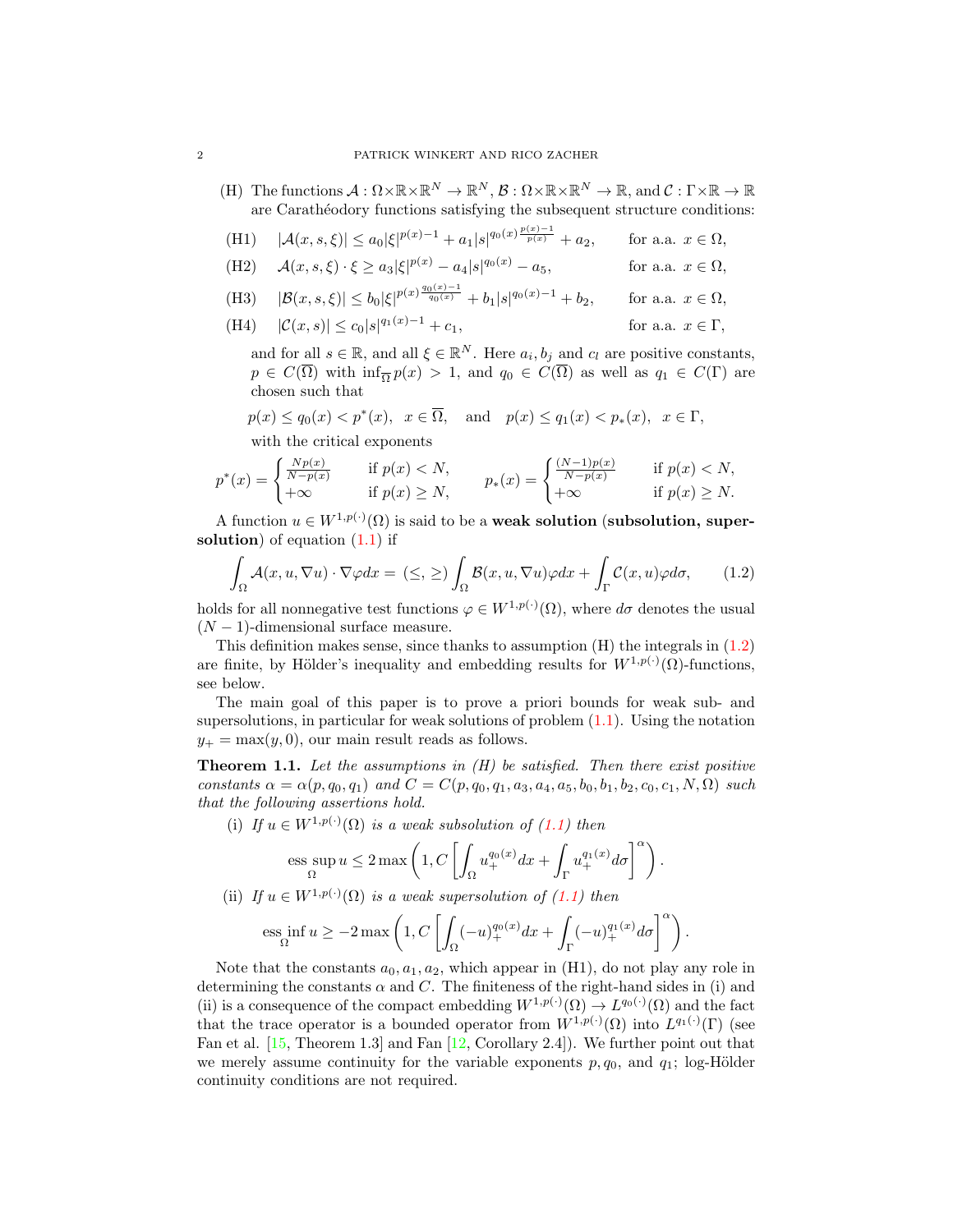(H) The functions $\mathcal{A} : \Omega\times\mathbb{R}\times\mathbb{R}^N \to \mathbb{R}^N$, $\mathcal{B} : \Omega\times\mathbb{R}\times\mathbb{R}^N \to \mathbb{R}$, and $\mathcal{C} : \Gamma\times\mathbb{R} \to \mathbb{R}$ are Carathéodory functions satisfying the subsequent structure conditions:

(H1) $\quad |\mathcal{A}(x,s,\xi)| \le a_0|\xi|^{p(x)-1} + a_1|s|^{q_0(x)\frac{p(x)-1}{p(x)}} + a_2, \qquad$ for a.a. $x \in \Omega$,

(H2) $\quad \mathcal{A}(x,s,\xi)\cdot\xi \ge a_3|\xi|^{p(x)} - a_4|s|^{q_0(x)} - a_5, \qquad$ for a.a. $x \in \Omega$,

(H3) $\quad |\mathcal{B}(x,s,\xi)| \le b_0|\xi|^{p(x)\frac{q_0(x)-1}{q_0(x)}} + b_1|s|^{q_0(x)-1} + b_2, \qquad$ for a.a. $x \in \Omega$,

(H4) $\quad |\mathcal{C}(x,s)| \le c_0|s|^{q_1(x)-1} + c_1, \qquad$ for a.a. $x \in \Gamma$,

and for all $s \in \mathbb{R}$, and all $\xi \in \mathbb{R}^N$. Here $a_i, b_j$ and $c_l$ are positive constants, $p \in C(\overline{\Omega})$ with $\inf_{\overline{\Omega}} p(x) > 1$, and $q_0 \in C(\overline{\Omega})$ as well as $q_1 \in C(\Gamma)$ are chosen such that

$$p(x) \le q_0(x) < p^*(x), \ \ x \in \overline{\Omega}, \quad \text{and} \quad p(x) \le q_1(x) < p_*(x), \ \ x \in \Gamma,$$

with the critical exponents

$$p^*(x) = \begin{cases} \frac{Np(x)}{N-p(x)} & \text{if } p(x) < N, \\ +\infty & \text{if } p(x) \ge N, \end{cases} \qquad p_*(x) = \begin{cases} \frac{(N-1)p(x)}{N-p(x)} & \text{if } p(x) < N, \\ +\infty & \text{if } p(x) \ge N. \end{cases}$$

A function $u \in W^{1,p(\cdot)}(\Omega)$ is said to be a **weak solution** (**subsolution, supersolution**) of equation (1.1) if

$$\int_\Omega \mathcal{A}(x,u,\nabla u)\cdot\nabla\varphi dx = \ (\le, \ge) \int_\Omega \mathcal{B}(x,u,\nabla u)\varphi dx + \int_\Gamma \mathcal{C}(x,u)\varphi d\sigma, \tag{1.2}$$

holds for all nonnegative test functions $\varphi \in W^{1,p(\cdot)}(\Omega)$, where $d\sigma$ denotes the usual $(N-1)$-dimensional surface measure.

This definition makes sense, since thanks to assumption (H) the integrals in (1.2) are finite, by Hölder's inequality and embedding results for $W^{1,p(\cdot)}(\Omega)$-functions, see below.

The main goal of this paper is to prove a priori bounds for weak sub- and supersolutions, in particular for weak solutions of problem (1.1). Using the notation $y_+ = \max(y, 0)$, our main result reads as follows.

**Theorem 1.1.** *Let the assumptions in (H) be satisfied. Then there exist positive constants $\alpha = \alpha(p, q_0, q_1)$ and $C = C(p, q_0, q_1, a_3, a_4, a_5, b_0, b_1, b_2, c_0, c_1, N, \Omega)$ such that the following assertions hold.*

(i) *If $u \in W^{1,p(\cdot)}(\Omega)$ is a weak subsolution of (1.1) then*

$$\operatorname*{ess\,sup}_{\Omega} u \le 2\max\left(1, C\left[\int_\Omega u_+^{q_0(x)}dx + \int_\Gamma u_+^{q_1(x)}d\sigma\right]^\alpha\right).$$

(ii) *If $u \in W^{1,p(\cdot)}(\Omega)$ is a weak supersolution of (1.1) then*

$$\operatorname*{ess\,inf}_{\Omega} u \ge -2\max\left(1, C\left[\int_\Omega (-u)_+^{q_0(x)}dx + \int_\Gamma (-u)_+^{q_1(x)}d\sigma\right]^\alpha\right).$$

Note that the constants $a_0, a_1, a_2$, which appear in (H1), do not play any role in determining the constants $\alpha$ and $C$. The finiteness of the right-hand sides in (i) and (ii) is a consequence of the compact embedding $W^{1,p(\cdot)}(\Omega) \to L^{q_0(\cdot)}(\Omega)$ and the fact that the trace operator is a bounded operator from $W^{1,p(\cdot)}(\Omega)$ into $L^{q_1(\cdot)}(\Gamma)$ (see Fan et al. [15, Theorem 1.3] and Fan [12, Corollary 2.4]). We further point out that we merely assume continuity for the variable exponents $p, q_0$, and $q_1$; log-Hölder continuity conditions are not required.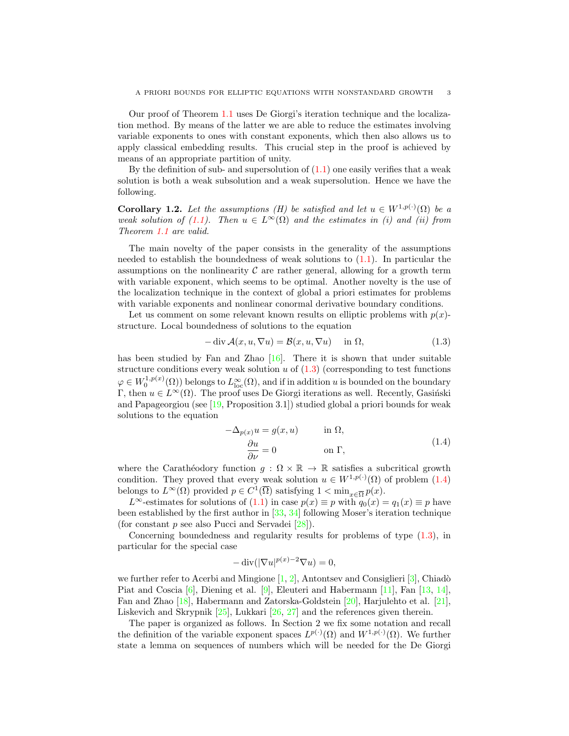Our proof of Theorem 1.1 uses De Giorgi's iteration technique and the localization method. By means of the latter we are able to reduce the estimates involving variable exponents to ones with constant exponents, which then also allows us to apply classical embedding results. This crucial step in the proof is achieved by means of an appropriate partition of unity.

By the definition of sub- and supersolution of (1.1) one easily verifies that a weak solution is both a weak subsolution and a weak supersolution. Hence we have the following.

**Corollary 1.2.** *Let the assumptions (H) be satisfied and let $u \in W^{1,p(\cdot)}(\Omega)$ be a weak solution of (1.1). Then $u \in L^\infty(\Omega)$ and the estimates in (i) and (ii) from Theorem 1.1 are valid.*

The main novelty of the paper consists in the generality of the assumptions needed to establish the boundedness of weak solutions to (1.1). In particular the assumptions on the nonlinearity $\mathcal{C}$ are rather general, allowing for a growth term with variable exponent, which seems to be optimal. Another novelty is the use of the localization technique in the context of global a priori estimates for problems with variable exponents and nonlinear conormal derivative boundary conditions.

Let us comment on some relevant known results on elliptic problems with $p(x)$-structure. Local boundedness of solutions to the equation

$$-\operatorname{div} \mathcal{A}(x,u,\nabla u) = \mathcal{B}(x,u,\nabla u) \quad \text{ in } \Omega, \tag{1.3}$$

has been studied by Fan and Zhao [16]. There it is shown that under suitable structure conditions every weak solution $u$ of (1.3) (corresponding to test functions $\varphi \in W_0^{1,p(x)}(\Omega)$) belongs to $L^\infty_{\text{loc}}(\Omega)$, and if in addition $u$ is bounded on the boundary $\Gamma$, then $u \in L^\infty(\Omega)$. The proof uses De Giorgi iterations as well. Recently, Gasiński and Papageorgiou (see [19, Proposition 3.1]) studied global a priori bounds for weak solutions to the equation

$$\begin{aligned} -\Delta_{p(x)} u &= g(x,u) \qquad && \text{in } \Omega,\\ \frac{\partial u}{\partial \nu} &= 0 && \text{on } \Gamma, \end{aligned} \tag{1.4}$$

where the Carathéodory function $g : \Omega \times \mathbb{R} \to \mathbb{R}$ satisfies a subcritical growth condition. They proved that every weak solution $u \in W^{1,p(\cdot)}(\Omega)$ of problem (1.4) belongs to $L^\infty(\Omega)$ provided $p \in C^1(\overline{\Omega})$ satisfying $1 < \min_{x\in\overline{\Omega}} p(x)$.

$L^\infty$-estimates for solutions of (1.1) in case $p(x) \equiv p$ with $q_0(x) = q_1(x) \equiv p$ have been established by the first author in [33, 34] following Moser's iteration technique (for constant $p$ see also Pucci and Servadei [28]).

Concerning boundedness and regularity results for problems of type (1.3), in particular for the special case

$$-\operatorname{div}(|\nabla u|^{p(x)-2}\nabla u) = 0,$$

we further refer to Acerbi and Mingione [1, 2], Antontsev and Consiglieri [3], Chiadò Piat and Coscia [6], Diening et al. [9], Eleuteri and Habermann [11], Fan [13, 14], Fan and Zhao [18], Habermann and Zatorska-Goldstein [20], Harjulehto et al. [21], Liskevich and Skrypnik [25], Lukkari [26, 27] and the references given therein.

The paper is organized as follows. In Section 2 we fix some notation and recall the definition of the variable exponent spaces $L^{p(\cdot)}(\Omega)$ and $W^{1,p(\cdot)}(\Omega)$. We further state a lemma on sequences of numbers which will be needed for the De Giorgi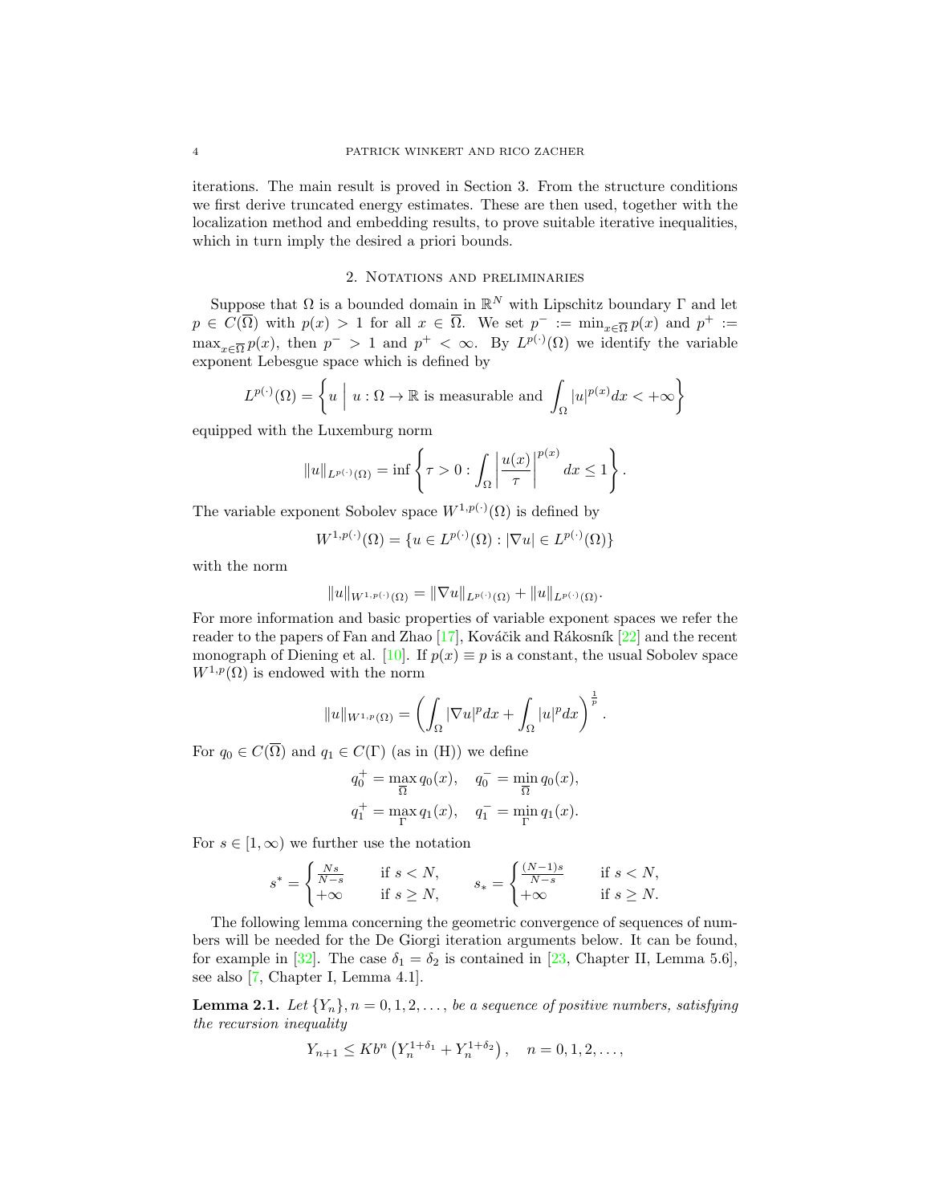iterations. The main result is proved in Section 3. From the structure conditions we first derive truncated energy estimates. These are then used, together with the localization method and embedding results, to prove suitable iterative inequalities, which in turn imply the desired a priori bounds.

## 2. Notations and preliminaries

Suppose that $\Omega$ is a bounded domain in $\mathbb{R}^N$ with Lipschitz boundary $\Gamma$ and let $p \in C(\overline{\Omega})$ with $p(x) > 1$ for all $x \in \overline{\Omega}$. We set $p^- := \min_{x\in\overline{\Omega}} p(x)$ and $p^+ := \max_{x\in\overline{\Omega}} p(x)$, then $p^- > 1$ and $p^+ < \infty$. By $L^{p(\cdot)}(\Omega)$ we identify the variable exponent Lebesgue space which is defined by

$$L^{p(\cdot)}(\Omega) = \left\{ u \;\Big|\; u : \Omega \to \mathbb{R} \text{ is measurable and } \int_\Omega |u|^{p(x)} dx < +\infty \right\}$$

equipped with the Luxemburg norm

$$\|u\|_{L^{p(\cdot)}(\Omega)} = \inf \left\{ \tau > 0 : \int_\Omega \left| \frac{u(x)}{\tau} \right|^{p(x)} dx \le 1 \right\}.$$

The variable exponent Sobolev space $W^{1,p(\cdot)}(\Omega)$ is defined by

$$W^{1,p(\cdot)}(\Omega) = \{u \in L^{p(\cdot)}(\Omega) : |\nabla u| \in L^{p(\cdot)}(\Omega)\}$$

with the norm

$$\|u\|_{W^{1,p(\cdot)}(\Omega)} = \|\nabla u\|_{L^{p(\cdot)}(\Omega)} + \|u\|_{L^{p(\cdot)}(\Omega)}.$$

For more information and basic properties of variable exponent spaces we refer the reader to the papers of Fan and Zhao [17], Kováčik and Rákosník [22] and the recent monograph of Diening et al. [10]. If $p(x) \equiv p$ is a constant, the usual Sobolev space $W^{1,p}(\Omega)$ is endowed with the norm

$$\|u\|_{W^{1,p}(\Omega)} = \left( \int_\Omega |\nabla u|^p dx + \int_\Omega |u|^p dx \right)^{\frac{1}{p}}.$$

For $q_0 \in C(\overline{\Omega})$ and $q_1 \in C(\Gamma)$ (as in (H)) we define

$$q_0^+ = \max_{\overline{\Omega}} q_0(x), \quad q_0^- = \min_{\overline{\Omega}} q_0(x),$$
$$q_1^+ = \max_{\Gamma} q_1(x), \quad q_1^- = \min_{\Gamma} q_1(x).$$

For $s \in [1, \infty)$ we further use the notation

$$s^* = \begin{cases} \frac{Ns}{N-s} & \text{if } s < N, \\ +\infty & \text{if } s \ge N, \end{cases} \qquad s_* = \begin{cases} \frac{(N-1)s}{N-s} & \text{if } s < N, \\ +\infty & \text{if } s \ge N. \end{cases}$$

The following lemma concerning the geometric convergence of sequences of numbers will be needed for the De Giorgi iteration arguments below. It can be found, for example in [32]. The case $\delta_1 = \delta_2$ is contained in [23, Chapter II, Lemma 5.6], see also [7, Chapter I, Lemma 4.1].

**Lemma 2.1.** *Let $\{Y_n\}, n = 0, 1, 2, \ldots,$ be a sequence of positive numbers, satisfying the recursion inequality*

$$Y_{n+1} \le K b^n \left( Y_n^{1+\delta_1} + Y_n^{1+\delta_2} \right), \quad n = 0, 1, 2, \ldots,$$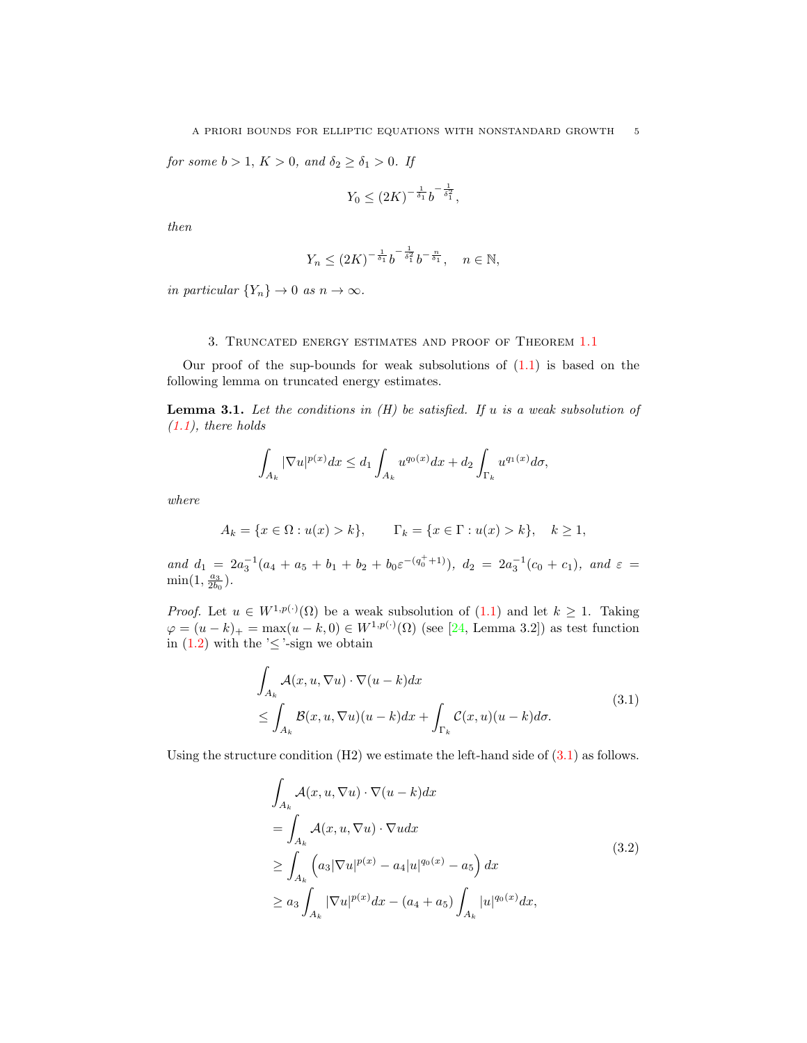*for some $b > 1$, $K > 0$, and $\delta_2 \geq \delta_1 > 0$. If*

$$Y_0 \leq (2K)^{-\frac{1}{\delta_1}} b^{-\frac{1}{\delta_1^2}},$$

*then*

$$Y_n \leq (2K)^{-\frac{1}{\delta_1}} b^{-\frac{1}{\delta_1^2}} b^{-\frac{n}{\delta_1}}, \quad n \in \mathbb{N},$$

*in particular $\{Y_n\} \to 0$ as $n \to \infty$.*

## 3. Truncated energy estimates and proof of Theorem 1.1

Our proof of the sup-bounds for weak subsolutions of (1.1) is based on the following lemma on truncated energy estimates.

**Lemma 3.1.** *Let the conditions in (H) be satisfied. If $u$ is a weak subsolution of (1.1), there holds*

$$\int_{A_k} |\nabla u|^{p(x)} dx \leq d_1 \int_{A_k} u^{q_0(x)} dx + d_2 \int_{\Gamma_k} u^{q_1(x)} d\sigma,$$

*where*

$$A_k = \{x \in \Omega : u(x) > k\}, \qquad \Gamma_k = \{x \in \Gamma : u(x) > k\}, \quad k \geq 1,$$

*and $d_1 = 2a_3^{-1}(a_4 + a_5 + b_1 + b_2 + b_0 \varepsilon^{-(q_0^+ + 1)})$, $d_2 = 2a_3^{-1}(c_0 + c_1)$, and $\varepsilon = \min(1, \frac{a_3}{2b_0})$.*

*Proof.* Let $u \in W^{1,p(\cdot)}(\Omega)$ be a weak subsolution of (1.1) and let $k \geq 1$. Taking $\varphi = (u-k)_+ = \max(u-k, 0) \in W^{1,p(\cdot)}(\Omega)$ (see [24, Lemma 3.2]) as test function in (1.2) with the '$\leq$'-sign we obtain

$$\begin{aligned}
&\int_{A_k} \mathcal{A}(x, u, \nabla u) \cdot \nabla(u-k) dx \\
&\leq \int_{A_k} \mathcal{B}(x, u, \nabla u)(u-k) dx + \int_{\Gamma_k} \mathcal{C}(x, u)(u-k) d\sigma.
\end{aligned} \tag{3.1}$$

Using the structure condition (H2) we estimate the left-hand side of (3.1) as follows.

$$\begin{aligned}
&\int_{A_k} \mathcal{A}(x, u, \nabla u) \cdot \nabla(u-k) dx \\
&= \int_{A_k} \mathcal{A}(x, u, \nabla u) \cdot \nabla u dx \\
&\geq \int_{A_k} \left( a_3 |\nabla u|^{p(x)} - a_4 |u|^{q_0(x)} - a_5 \right) dx \\
&\geq a_3 \int_{A_k} |\nabla u|^{p(x)} dx - (a_4 + a_5) \int_{A_k} |u|^{q_0(x)} dx,
\end{aligned} \tag{3.2}$$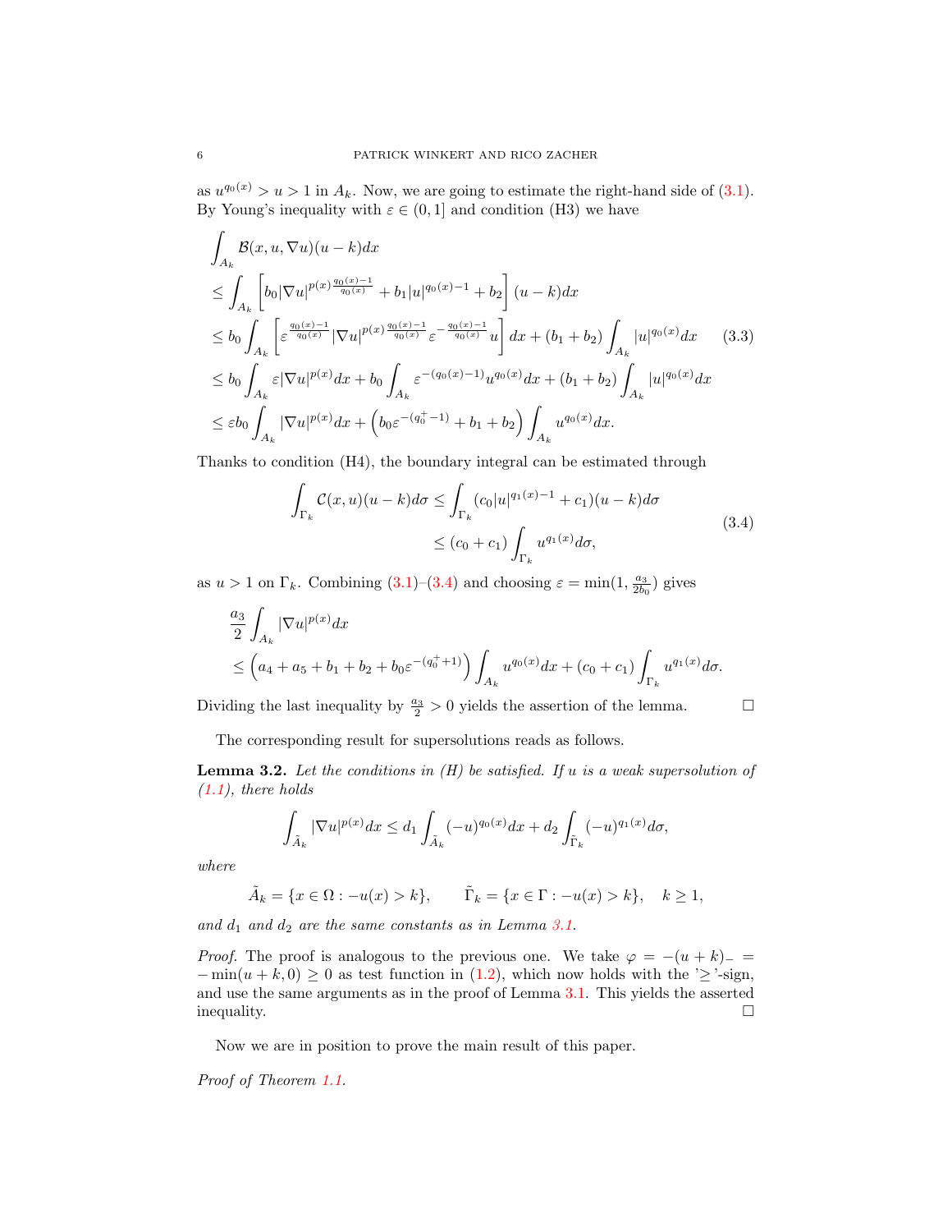as $u^{q_0(x)} > u > 1$ in $A_k$. Now, we are going to estimate the right-hand side of (3.1). By Young's inequality with $\varepsilon \in (0,1]$ and condition (H3) we have

$$
\begin{aligned}
&\int_{A_k} \mathcal{B}(x,u,\nabla u)(u-k)dx \\
&\leq \int_{A_k} \left[ b_0 |\nabla u|^{p(x)\frac{q_0(x)-1}{q_0(x)}} + b_1 |u|^{q_0(x)-1} + b_2 \right] (u-k)dx \\
&\leq b_0 \int_{A_k} \left[ \varepsilon^{\frac{q_0(x)-1}{q_0(x)}} |\nabla u|^{p(x)\frac{q_0(x)-1}{q_0(x)}} \varepsilon^{-\frac{q_0(x)-1}{q_0(x)}} u \right] dx + (b_1+b_2) \int_{A_k} |u|^{q_0(x)} dx \\
&\leq b_0 \int_{A_k} \varepsilon |\nabla u|^{p(x)} dx + b_0 \int_{A_k} \varepsilon^{-(q_0(x)-1)} u^{q_0(x)} dx + (b_1+b_2) \int_{A_k} |u|^{q_0(x)} dx \\
&\leq \varepsilon b_0 \int_{A_k} |\nabla u|^{p(x)} dx + \left( b_0 \varepsilon^{-(q_0^+-1)} + b_1 + b_2 \right) \int_{A_k} u^{q_0(x)} dx.
\end{aligned} \tag{3.3}
$$

Thanks to condition (H4), the boundary integral can be estimated through

$$
\begin{aligned}
\int_{\Gamma_k} \mathcal{C}(x,u)(u-k)d\sigma &\leq \int_{\Gamma_k} (c_0 |u|^{q_1(x)-1} + c_1)(u-k)d\sigma \\
&\leq (c_0 + c_1) \int_{\Gamma_k} u^{q_1(x)} d\sigma,
\end{aligned} \tag{3.4}
$$

as $u > 1$ on $\Gamma_k$. Combining (3.1)–(3.4) and choosing $\varepsilon = \min(1, \frac{a_3}{2b_0})$ gives

$$
\begin{aligned}
&\frac{a_3}{2} \int_{A_k} |\nabla u|^{p(x)} dx \\
&\leq \left( a_4 + a_5 + b_1 + b_2 + b_0 \varepsilon^{-(q_0^+ + 1)} \right) \int_{A_k} u^{q_0(x)} dx + (c_0 + c_1) \int_{\Gamma_k} u^{q_1(x)} d\sigma.
\end{aligned}
$$

Dividing the last inequality by $\frac{a_3}{2} > 0$ yields the assertion of the lemma. $\square$

The corresponding result for supersolutions reads as follows.

**Lemma 3.2.** *Let the conditions in (H) be satisfied. If $u$ is a weak supersolution of (1.1), there holds*

$$
\int_{\tilde{A}_k} |\nabla u|^{p(x)} dx \leq d_1 \int_{\tilde{A}_k} (-u)^{q_0(x)} dx + d_2 \int_{\tilde{\Gamma}_k} (-u)^{q_1(x)} d\sigma,
$$

*where*

$$
\tilde{A}_k = \{x \in \Omega : -u(x) > k\}, \qquad \tilde{\Gamma}_k = \{x \in \Gamma : -u(x) > k\}, \quad k \geq 1,
$$

*and $d_1$ and $d_2$ are the same constants as in Lemma 3.1.*

*Proof.* The proof is analogous to the previous one. We take $\varphi = -(u+k)_- = -\min(u+k, 0) \geq 0$ as test function in (1.2), which now holds with the '$\geq$'-sign, and use the same arguments as in the proof of Lemma 3.1. This yields the asserted inequality. $\square$

Now we are in position to prove the main result of this paper.

*Proof of Theorem 1.1.*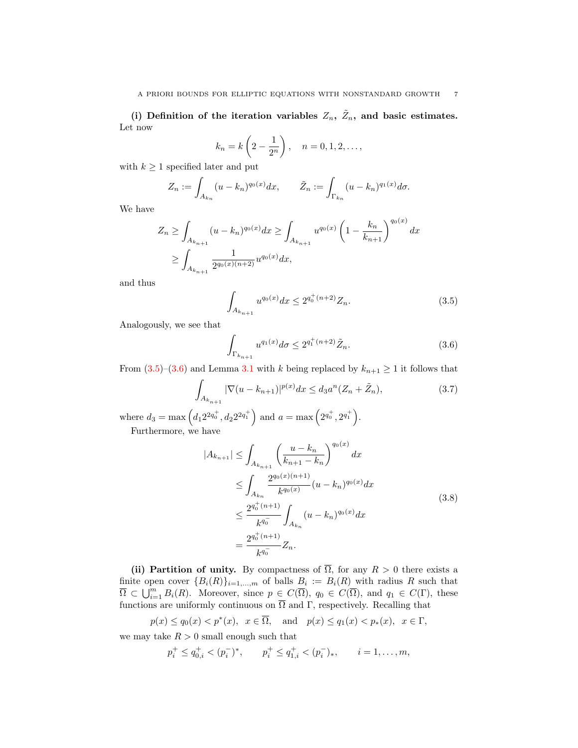**(i) Definition of the iteration variables $Z_n$, $\tilde{Z}_n$, and basic estimates.** Let now

$$k_n = k\left(2 - \frac{1}{2^n}\right), \quad n = 0, 1, 2, \dots,$$

with $k \geq 1$ specified later and put

$$Z_n := \int_{A_{k_n}} (u - k_n)^{q_0(x)} dx, \qquad \tilde{Z}_n := \int_{\Gamma_{k_n}} (u - k_n)^{q_1(x)} d\sigma.$$

We have

$$\begin{aligned}
Z_n &\geq \int_{A_{k_{n+1}}} (u - k_n)^{q_0(x)} dx \geq \int_{A_{k_{n+1}}} u^{q_0(x)} \left(1 - \frac{k_n}{k_{n+1}}\right)^{q_0(x)} dx \\
&\geq \int_{A_{k_{n+1}}} \frac{1}{2^{q_0(x)(n+2)}} u^{q_0(x)} dx,
\end{aligned}$$

and thus

$$\int_{A_{k_{n+1}}} u^{q_0(x)} dx \leq 2^{q_0^+(n+2)} Z_n. \tag{3.5}$$

Analogously, we see that

$$\int_{\Gamma_{k_{n+1}}} u^{q_1(x)} d\sigma \leq 2^{q_1^+(n+2)} \tilde{Z}_n. \tag{3.6}$$

From (3.5)–(3.6) and Lemma 3.1 with $k$ being replaced by $k_{n+1} \geq 1$ it follows that

$$\int_{A_{k_{n+1}}} |\nabla(u - k_{n+1})|^{p(x)} dx \leq d_3 a^n (Z_n + \tilde{Z}_n), \tag{3.7}$$

where $d_3 = \max\left(d_1 2^{2q_0^+}, d_2 2^{2q_1^+}\right)$ and $a = \max\left(2^{q_0^+}, 2^{q_1^+}\right)$.

Furthermore, we have

$$\begin{aligned}
|A_{k_{n+1}}| &\leq \int_{A_{k_{n+1}}} \left(\frac{u - k_n}{k_{n+1} - k_n}\right)^{q_0(x)} dx \\
&\leq \int_{A_{k_n}} \frac{2^{q_0(x)(n+1)}}{k^{q_0(x)}} (u - k_n)^{q_0(x)} dx \\
&\leq \frac{2^{q_0^+(n+1)}}{k^{q_0^-}} \int_{A_{k_n}} (u - k_n)^{q_0(x)} dx \\
&= \frac{2^{q_0^+(n+1)}}{k^{q_0^-}} Z_n.
\end{aligned} \tag{3.8}$$

**(ii) Partition of unity.** By compactness of $\overline{\Omega}$, for any $R > 0$ there exists a finite open cover $\{B_i(R)\}_{i=1,\dots,m}$ of balls $B_i := B_i(R)$ with radius $R$ such that $\overline{\Omega} \subset \bigcup_{i=1}^m B_i(R)$. Moreover, since $p \in C(\overline{\Omega})$, $q_0 \in C(\overline{\Omega})$, and $q_1 \in C(\Gamma)$, these functions are uniformly continuous on $\overline{\Omega}$ and $\Gamma$, respectively. Recalling that

$$p(x) \leq q_0(x) < p^*(x), \ \ x \in \overline{\Omega}, \quad \text{and} \quad p(x) \leq q_1(x) < p_*(x), \ \ x \in \Gamma,$$

we may take $R > 0$ small enough such that

$$p_i^+ \leq q_{0,i}^+ < (p_i^-)^*, \qquad p_i^+ \leq q_{1,i}^+ < (p_i^-)_*, \qquad i = 1, \dots, m,$$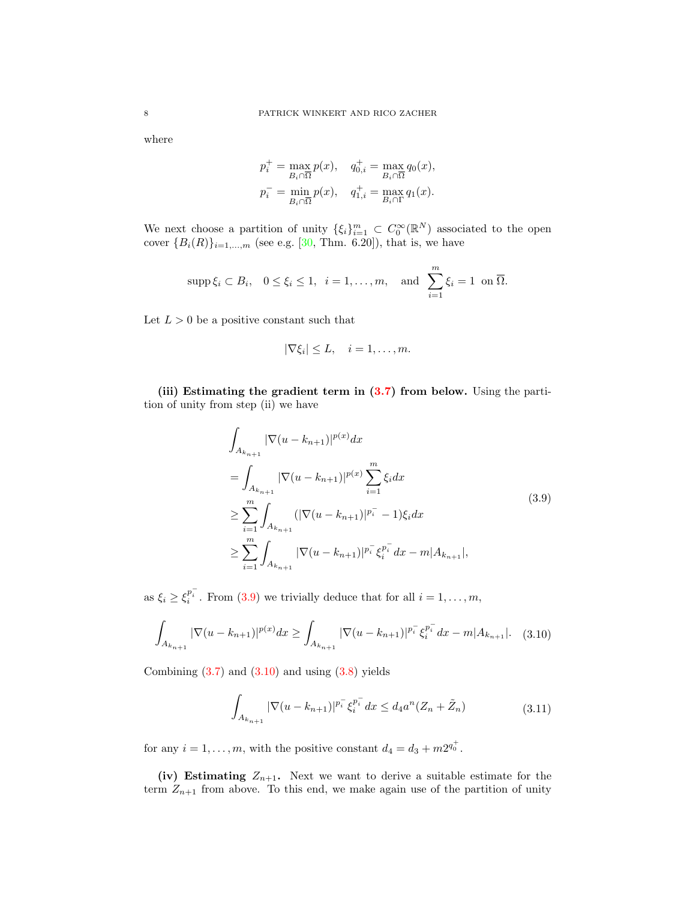where

$$
\begin{aligned}
p_i^+ &= \max_{B_i \cap \overline{\Omega}} p(x), \quad q_{0,i}^+ = \max_{B_i \cap \overline{\Omega}} q_0(x),\\
p_i^- &= \min_{B_i \cap \overline{\Omega}} p(x), \quad q_{1,i}^+ = \max_{B_i \cap \Gamma} q_1(x).
\end{aligned}
$$

We next choose a partition of unity $\{\xi_i\}_{i=1}^m \subset C_0^\infty(\mathbb{R}^N)$ associated to the open cover $\{B_i(R)\}_{i=1,\ldots,m}$ (see e.g. [30, Thm. 6.20]), that is, we have

$$
\operatorname{supp} \xi_i \subset B_i, \quad 0 \le \xi_i \le 1, \quad i = 1, \ldots, m, \quad \text{and} \quad \sum_{i=1}^m \xi_i = 1 \;\text{ on } \overline{\Omega}.
$$

Let $L > 0$ be a positive constant such that

$$
|\nabla \xi_i| \le L, \quad i = 1, \ldots, m.
$$

**(iii) Estimating the gradient term in (3.7) from below.** Using the partition of unity from step (ii) we have

$$
\begin{aligned}
&\int_{A_{k_{n+1}}} |\nabla(u - k_{n+1})|^{p(x)} dx \\
&= \int_{A_{k_{n+1}}} |\nabla(u - k_{n+1})|^{p(x)} \sum_{i=1}^m \xi_i dx \\
&\ge \sum_{i=1}^m \int_{A_{k_{n+1}}} (|\nabla(u - k_{n+1})|^{p_i^-} - 1)\xi_i dx \\
&\ge \sum_{i=1}^m \int_{A_{k_{n+1}}} |\nabla(u - k_{n+1})|^{p_i^-} \xi_i^{p_i^-} dx - m|A_{k_{n+1}}|,
\end{aligned}
\tag{3.9}
$$

as $\xi_i \ge \xi_i^{p_i^-}$. From (3.9) we trivially deduce that for all $i = 1, \ldots, m$,

$$
\int_{A_{k_{n+1}}} |\nabla(u - k_{n+1})|^{p(x)} dx \ge \int_{A_{k_{n+1}}} |\nabla(u - k_{n+1})|^{p_i^-} \xi_i^{p_i^-} dx - m|A_{k_{n+1}}|. \tag{3.10}
$$

Combining (3.7) and (3.10) and using (3.8) yields

$$
\int_{A_{k_{n+1}}} |\nabla(u - k_{n+1})|^{p_i^-} \xi_i^{p_i^-} dx \le d_4 a^n (Z_n + \tilde{Z}_n) \tag{3.11}
$$

for any $i = 1, \ldots, m$, with the positive constant $d_4 = d_3 + m2^{q_0^+}$.

**(iv) Estimating $Z_{n+1}$.** Next we want to derive a suitable estimate for the term $Z_{n+1}$ from above. To this end, we make again use of the partition of unity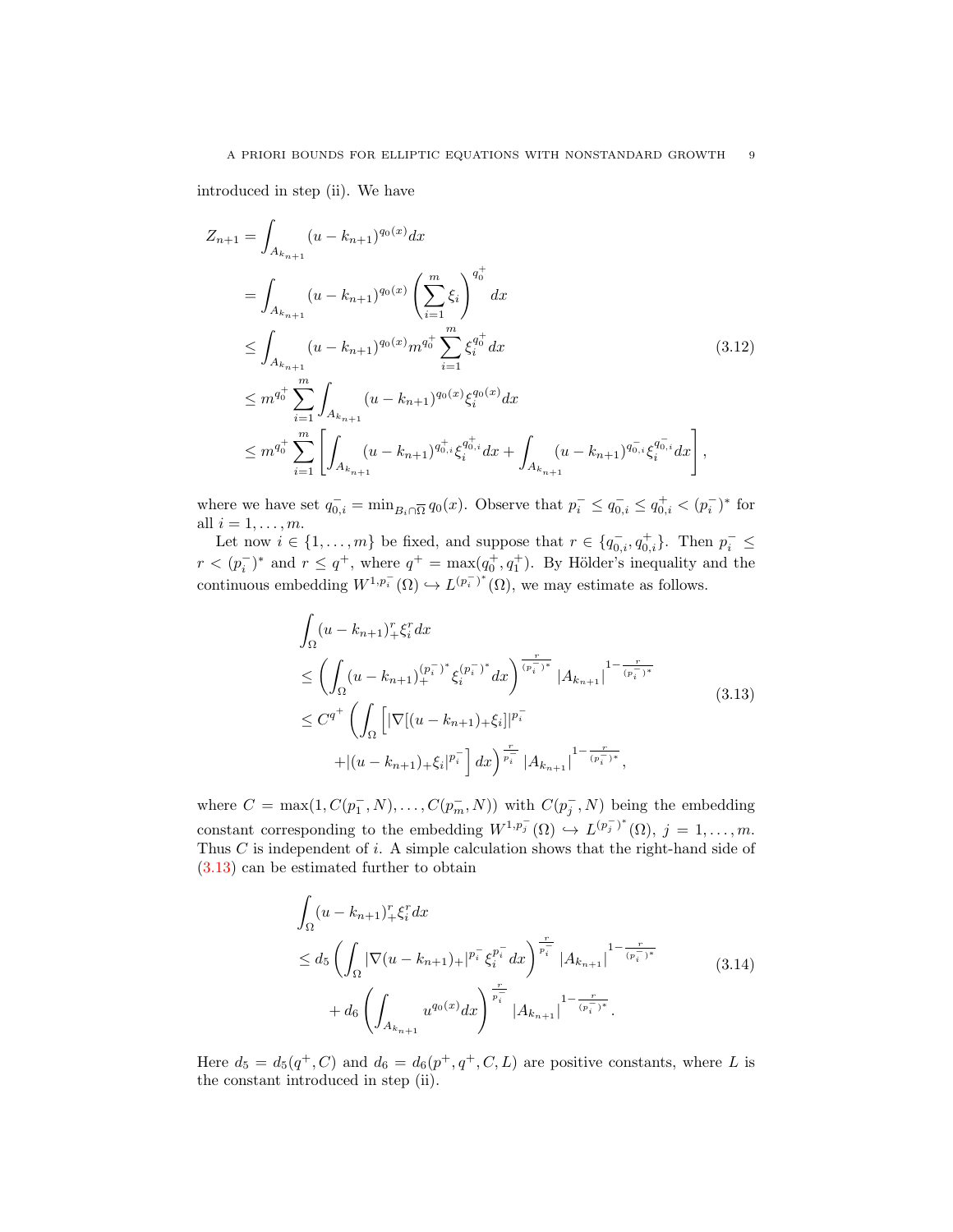introduced in step (ii). We have

$$
\begin{aligned}
Z_{n+1} &= \int_{A_{k_{n+1}}} (u-k_{n+1})^{q_0(x)} dx \\
&= \int_{A_{k_{n+1}}} (u-k_{n+1})^{q_0(x)} \left(\sum_{i=1}^m \xi_i\right)^{q_0^+} dx \\
&\leq \int_{A_{k_{n+1}}} (u-k_{n+1})^{q_0(x)} m^{q_0^+} \sum_{i=1}^m \xi_i^{q_0^+} dx \\
&\leq m^{q_0^+} \sum_{i=1}^m \int_{A_{k_{n+1}}} (u-k_{n+1})^{q_0(x)} \xi_i^{q_0(x)} dx \\
&\leq m^{q_0^+} \sum_{i=1}^m \left[ \int_{A_{k_{n+1}}} (u-k_{n+1})^{q_{0,i}^+} \xi_i^{q_{0,i}^+} dx + \int_{A_{k_{n+1}}} (u-k_{n+1})^{q_{0,i}^-} \xi_i^{q_{0,i}^-} dx \right],
\end{aligned}
\tag{3.12}
$$

where we have set $q_{0,i}^- = \min_{B_i \cap \overline{\Omega}} q_0(x)$. Observe that $p_i^- \leq q_{0,i}^- \leq q_{0,i}^+ < (p_i^-)^*$ for all $i = 1, \dots, m$.

Let now $i \in \{1, \dots, m\}$ be fixed, and suppose that $r \in \{q_{0,i}^-, q_{0,i}^+\}$. Then $p_i^- \leq r < (p_i^-)^*$ and $r \leq q^+$, where $q^+ = \max(q_0^+, q_1^+)$. By Hölder's inequality and the continuous embedding $W^{1,p_i^-}(\Omega) \hookrightarrow L^{(p_i^-)^*}(\Omega)$, we may estimate as follows.

$$
\begin{aligned}
&\int_\Omega (u-k_{n+1})_+^r \xi_i^r dx \\
&\leq \left( \int_\Omega (u-k_{n+1})_+^{(p_i^-)^*} \xi_i^{(p_i^-)^*} dx \right)^{\frac{r}{(p_i^-)^*}} |A_{k_{n+1}}|^{1-\frac{r}{(p_i^-)^*}} \\
&\leq C^{q^+} \left( \int_\Omega \Big[ |\nabla[(u-k_{n+1})_+\xi_i]|^{p_i^-} \right. \\
&\qquad \left. + |(u-k_{n+1})_+\xi_i|^{p_i^-} \Big] dx \right)^{\frac{r}{p_i^-}} |A_{k_{n+1}}|^{1-\frac{r}{(p_i^-)^*}},
\end{aligned}
\tag{3.13}
$$

where $C = \max(1, C(p_1^-, N), \dots, C(p_m^-, N))$ with $C(p_j^-, N)$ being the embedding constant corresponding to the embedding $W^{1,p_j^-}(\Omega) \hookrightarrow L^{(p_j^-)^*}(\Omega)$, $j = 1, \dots, m$. Thus $C$ is independent of $i$. A simple calculation shows that the right-hand side of (3.13) can be estimated further to obtain

$$
\begin{aligned}
&\int_\Omega (u-k_{n+1})_+^r \xi_i^r dx \\
&\leq d_5 \left( \int_\Omega |\nabla (u-k_{n+1})_+|^{p_i^-} \xi_i^{p_i^-} dx \right)^{\frac{r}{p_i^-}} |A_{k_{n+1}}|^{1-\frac{r}{(p_i^-)^*}} \\
&\quad + d_6 \left( \int_{A_{k_{n+1}}} u^{q_0(x)} dx \right)^{\frac{r}{p_i^-}} |A_{k_{n+1}}|^{1-\frac{r}{(p_i^-)^*}}.
\end{aligned}
\tag{3.14}
$$

Here $d_5 = d_5(q^+, C)$ and $d_6 = d_6(p^+, q^+, C, L)$ are positive constants, where $L$ is the constant introduced in step (ii).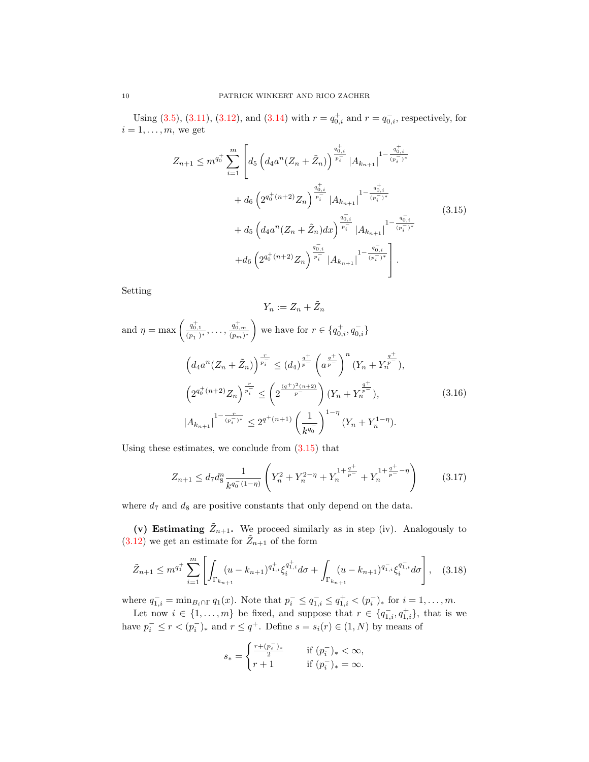Using (3.5), (3.11), (3.12), and (3.14) with $r = q_{0,i}^+$ and $r = q_{0,i}^-$, respectively, for $i = 1, \ldots, m$, we get

$$
\begin{aligned}
Z_{n+1} \leq m^{q_0^+} \sum_{i=1}^m \Bigg[ & d_5 \left( d_4 a^n (Z_n + \tilde{Z}_n) \right)^{\frac{q_{0,i}^+}{p_i^-}} |A_{k_{n+1}}|^{1 - \frac{q_{0,i}^+}{(p_i^-)^*}} \\
& + d_6 \left( 2^{q_0^+(n+2)} Z_n \right)^{\frac{q_{0,i}^+}{p_i^-}} |A_{k_{n+1}}|^{1 - \frac{q_{0,i}^+}{(p_i^-)^*}} \\
& + d_5 \left( d_4 a^n (Z_n + \tilde{Z}_n) dx \right)^{\frac{q_{0,i}^-}{p_i^-}} |A_{k_{n+1}}|^{1 - \frac{q_{0,i}^-}{(p_i^-)^*}} \\
& + d_6 \left( 2^{q_0^+(n+2)} Z_n \right)^{\frac{q_{0,i}^-}{p_i^-}} |A_{k_{n+1}}|^{1 - \frac{q_{0,i}^-}{(p_i^-)^*}} \Bigg].
\end{aligned}
\tag{3.15}
$$

Setting

$$
Y_n := Z_n + \tilde{Z}_n
$$

and $\eta = \max \left( \frac{q_{0,1}^+}{(p_1^-)^*}, \ldots, \frac{q_{0,m}^+}{(p_m^-)^*} \right)$ we have for $r \in \{q_{0,i}^+, q_{0,i}^-\}$

$$
\begin{aligned}
\left( d_4 a^n (Z_n + \tilde{Z}_n) \right)^{\frac{r}{p_i^-}} &\leq (d_4)^{\frac{q^+}{p^-}} \left( a^{\frac{q^+}{p^-}} \right)^n (Y_n + Y_n^{\frac{q^+}{p^-}}), \\
\left( 2^{q_0^+(n+2)} Z_n \right)^{\frac{r}{p_i^-}} &\leq \left( 2^{\frac{(q^+)^2(n+2)}{p^-}} \right) (Y_n + Y_n^{\frac{q^+}{p^-}}), \\
|A_{k_{n+1}}|^{1 - \frac{r}{(p_i^-)^*}} &\leq 2^{q^+(n+1)} \left( \frac{1}{k^{q_0^-}} \right)^{1-\eta} (Y_n + Y_n^{1-\eta}).
\end{aligned}
\tag{3.16}
$$

Using these estimates, we conclude from (3.15) that

$$
Z_{n+1} \leq d_7 d_8^n \frac{1}{k^{q_0^-(1-\eta)}} \left( Y_n^2 + Y_n^{2-\eta} + Y_n^{1+\frac{q^+}{p^-}} + Y_n^{1+\frac{q^+}{p^-}-\eta} \right)
\tag{3.17}
$$

where $d_7$ and $d_8$ are positive constants that only depend on the data.

**(v) Estimating $\tilde{Z}_{n+1}$.** We proceed similarly as in step (iv). Analogously to (3.12) we get an estimate for $\tilde{Z}_{n+1}$ of the form

$$
\tilde{Z}_{n+1} \leq m^{q_1^+} \sum_{i=1}^m \left[ \int_{\Gamma_{k_{n+1}}} (u - k_{n+1})^{q_{1,i}^+} \xi_i^{q_{1,i}^+} d\sigma + \int_{\Gamma_{k_{n+1}}} (u - k_{n+1})^{q_{1,i}^-} \xi_i^{q_{1,i}^-} d\sigma \right],
\tag{3.18}
$$

where $q_{1,i}^- = \min_{B_i \cap \Gamma} q_1(x)$. Note that $p_i^- \leq q_{1,i}^- \leq q_{1,i}^+ < (p_i^-)_*$ for $i = 1, \ldots, m$.

Let now $i \in \{1, \ldots, m\}$ be fixed, and suppose that $r \in \{q_{1,i}^-, q_{1,i}^+\}$, that is we have $p_i^- \leq r < (p_i^-)_*$ and $r \leq q^+$. Define $s = s_i(r) \in (1, N)$ by means of

$$
s_* = \begin{cases} \frac{r + (p_i^-)_*}{2} & \text{if } (p_i^-)_* < \infty, \\ r + 1 & \text{if } (p_i^-)_* = \infty. \end{cases}
$$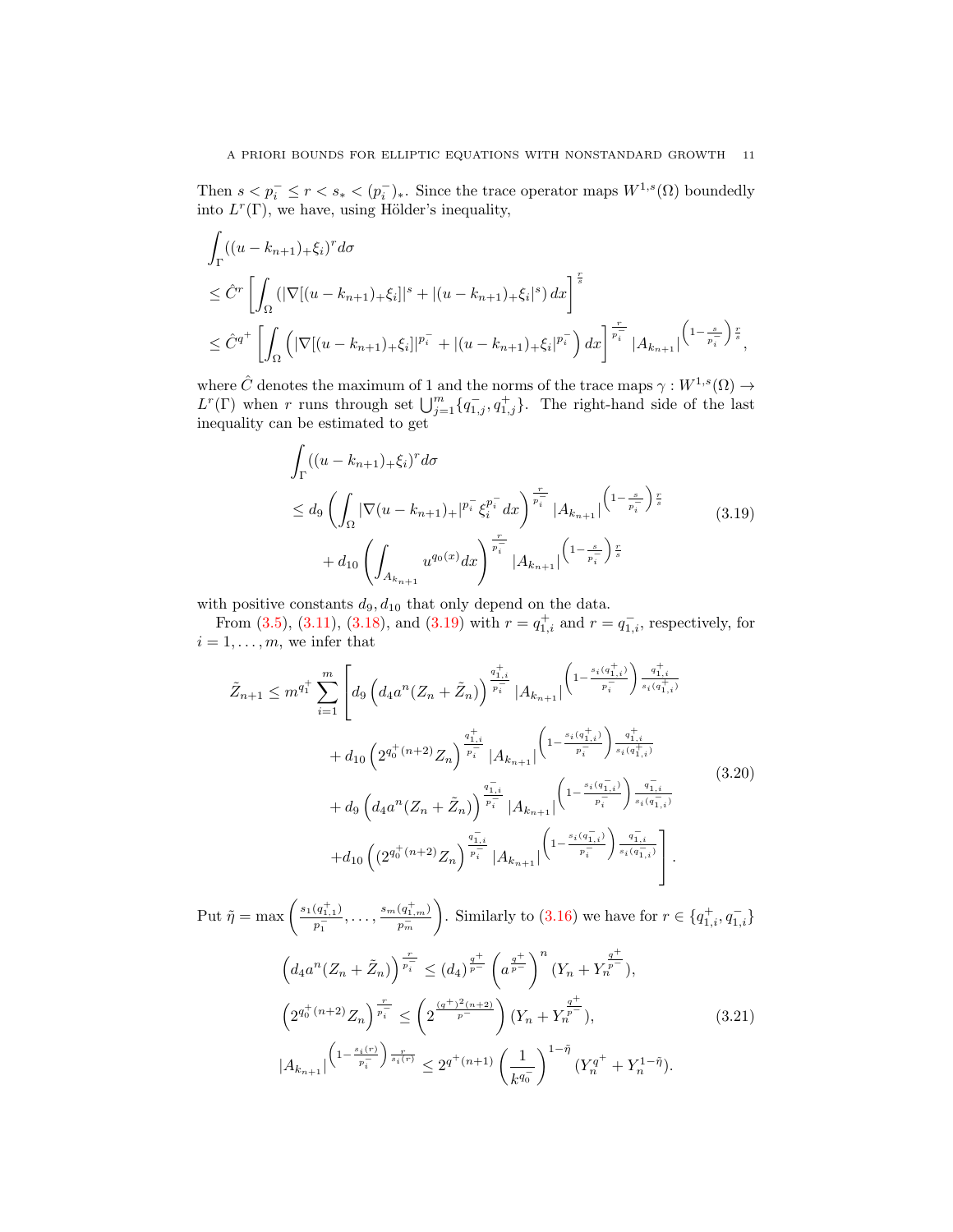Then $s < p_i^- \le r < s_* < (p_i^-)_*$. Since the trace operator maps $W^{1,s}(\Omega)$ boundedly into $L^r(\Gamma)$, we have, using Hölder's inequality,

$$
\begin{aligned}
&\int_\Gamma ((u-k_{n+1})_+\xi_i)^r d\sigma \\
&\le \hat{C}^r \left[ \int_\Omega \left( |\nabla[(u-k_{n+1})_+\xi_i]|^s + |(u-k_{n+1})_+\xi_i|^s \right) dx \right]^{\frac{r}{s}} \\
&\le \hat{C}^{q^+} \left[ \int_\Omega \left( |\nabla[(u-k_{n+1})_+\xi_i]|^{p_i^-} + |(u-k_{n+1})_+\xi_i|^{p_i^-} \right) dx \right]^{\frac{r}{p_i^-}} |A_{k_{n+1}}|^{\left(1-\frac{s}{p_i^-}\right)\frac{r}{s}},
\end{aligned}
$$

where $\hat{C}$ denotes the maximum of 1 and the norms of the trace maps $\gamma : W^{1,s}(\Omega) \to L^r(\Gamma)$ when $r$ runs through set $\bigcup_{j=1}^m \{q_{1,j}^-, q_{1,j}^+\}$. The right-hand side of the last inequality can be estimated to get

$$
\begin{aligned}
&\int_\Gamma ((u-k_{n+1})_+\xi_i)^r d\sigma \\
&\le d_9 \left( \int_\Omega |\nabla(u-k_{n+1})_+|^{p_i^-} \xi_i^{p_i^-} dx \right)^{\frac{r}{p_i^-}} |A_{k_{n+1}}|^{\left(1-\frac{s}{p_i^-}\right)\frac{r}{s}} \\
&\quad + d_{10} \left( \int_{A_{k_{n+1}}} u^{q_0(x)} dx \right)^{\frac{r}{p_i^-}} |A_{k_{n+1}}|^{\left(1-\frac{s}{p_i^-}\right)\frac{r}{s}}
\end{aligned}
\tag{3.19}
$$

with positive constants $d_9, d_{10}$ that only depend on the data.

From (3.5), (3.11), (3.18), and (3.19) with $r = q_{1,i}^+$ and $r = q_{1,i}^-$, respectively, for $i = 1, \ldots, m$, we infer that

$$
\begin{aligned}
\tilde{Z}_{n+1} \le m^{q_1^+} \sum_{i=1}^m \Bigg[ & d_9 \left( d_4 a^n (Z_n + \tilde{Z}_n) \right)^{\frac{q_{1,i}^+}{p_i^-}} |A_{k_{n+1}}|^{\left(1-\frac{s_i(q_{1,i}^+)}{p_i^-}\right)\frac{q_{1,i}^+}{s_i(q_{1,i}^+)}} \\
&+ d_{10} \left( 2^{q_0^+(n+2)} Z_n \right)^{\frac{q_{1,i}^+}{p_i^-}} |A_{k_{n+1}}|^{\left(1-\frac{s_i(q_{1,i}^+)}{p_i^-}\right)\frac{q_{1,i}^+}{s_i(q_{1,i}^+)}} \\
&+ d_9 \left( d_4 a^n (Z_n + \tilde{Z}_n) \right)^{\frac{q_{1,i}^-}{p_i^-}} |A_{k_{n+1}}|^{\left(1-\frac{s_i(q_{1,i}^-)}{p_i^-}\right)\frac{q_{1,i}^-}{s_i(q_{1,i}^-)}} \\
&+ d_{10} \left( (2^{q_0^+(n+2)} Z_n \right)^{\frac{q_{1,i}^-}{p_i^-}} |A_{k_{n+1}}|^{\left(1-\frac{s_i(q_{1,i}^-)}{p_i^-}\right)\frac{q_{1,i}^-}{s_i(q_{1,i}^-)}} \Bigg].
\end{aligned}
\tag{3.20}
$$

Put $\tilde{\eta} = \max\left( \frac{s_1(q_{1,1}^+)}{p_1^-}, \ldots, \frac{s_m(q_{1,m}^+)}{p_m^-} \right)$. Similarly to (3.16) we have for $r \in \{q_{1,i}^+, q_{1,i}^-\}$

$$
\begin{aligned}
\left( d_4 a^n (Z_n + \tilde{Z}_n) \right)^{\frac{r}{p_i^-}} &\le (d_4)^{\frac{q^+}{p^-}} \left( a^{\frac{q^+}{p^-}} \right)^n (Y_n + Y_n^{\frac{q^+}{p^-}}), \\
\left( 2^{q_0^+(n+2)} Z_n \right)^{\frac{r}{p_i^-}} &\le \left( 2^{\frac{(q^+)^2(n+2)}{p^-}} \right) (Y_n + Y_n^{\frac{q^+}{p^-}}), \\
|A_{k_{n+1}}|^{\left(1-\frac{s_i(r)}{p_i^-}\right)\frac{r}{s_i(r)}} &\le 2^{q^+(n+1)} \left( \frac{1}{k^{q_0^-}} \right)^{1-\tilde{\eta}} (Y_n^{q^+} + Y_n^{1-\tilde{\eta}}).
\end{aligned}
\tag{3.21}
$$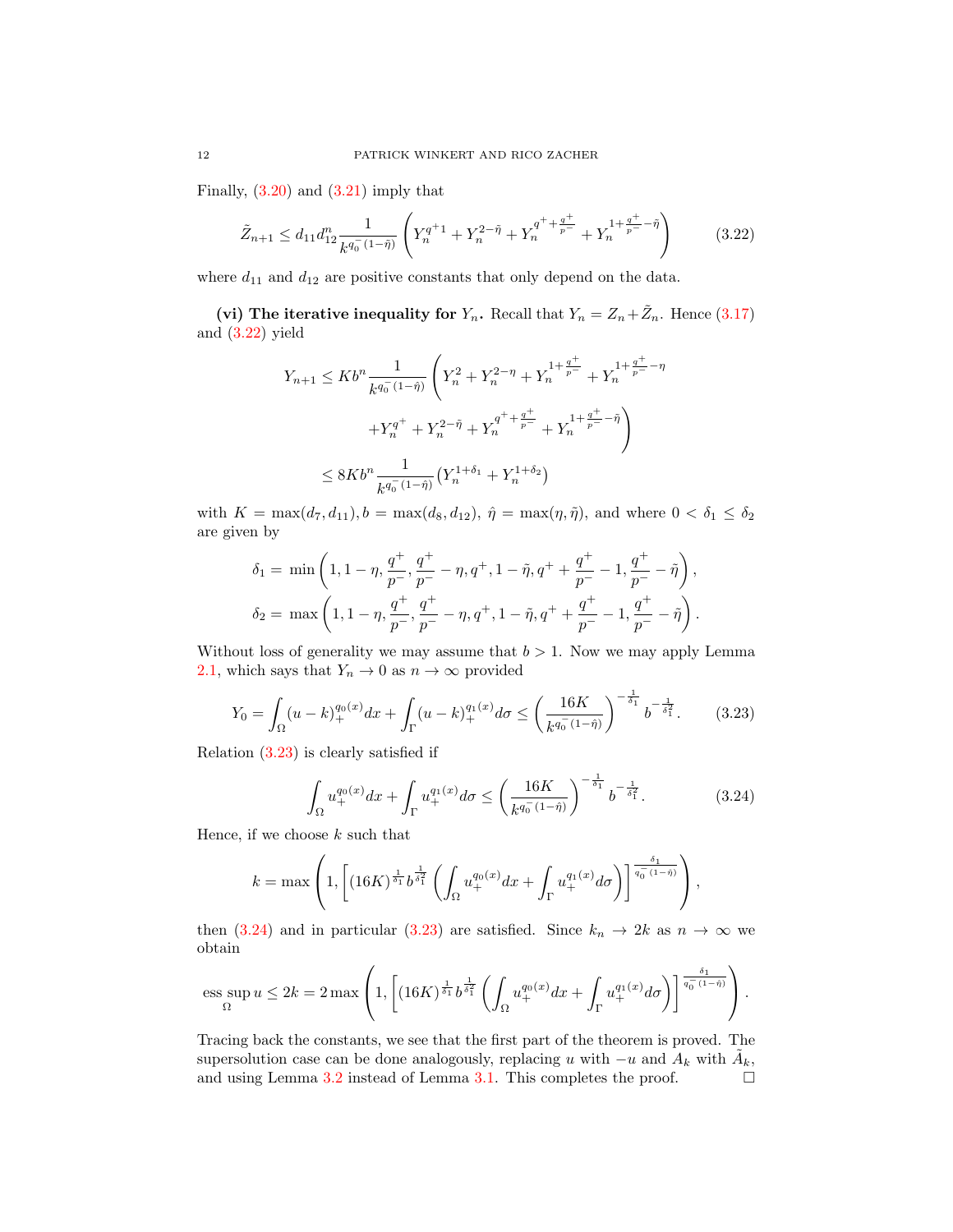Finally, (3.20) and (3.21) imply that

$$\tilde{Z}_{n+1} \leq d_{11} d_{12}^n \frac{1}{k^{q_0^-(1-\tilde{\eta})}} \left( Y_n^{q^+1} + Y_n^{2-\tilde{\eta}} + Y_n^{q^+ + \frac{q^+}{p^-}} + Y_n^{1+\frac{q^+}{p^-}-\tilde{\eta}} \right) \tag{3.22}$$

where $d_{11}$ and $d_{12}$ are positive constants that only depend on the data.

**(vi) The iterative inequality for $Y_n$.** Recall that $Y_n = Z_n + \tilde{Z}_n$. Hence (3.17) and (3.22) yield

$$\begin{aligned}
Y_{n+1} \leq K b^n \frac{1}{k^{q_0^-(1-\hat{\eta})}} \Bigg( & Y_n^2 + Y_n^{2-\eta} + Y_n^{1+\frac{q^+}{p^-}} + Y_n^{1+\frac{q^+}{p^-}-\eta} \\
& + Y_n^{q^+} + Y_n^{2-\tilde{\eta}} + Y_n^{q^+ + \frac{q^+}{p^-}} + Y_n^{1+\frac{q^+}{p^-}-\tilde{\eta}} \Bigg) \\
\leq 8 K b^n & \frac{1}{k^{q_0^-(1-\hat{\eta})}} \left( Y_n^{1+\delta_1} + Y_n^{1+\delta_2} \right)
\end{aligned}$$

with $K = \max(d_7, d_{11}), b = \max(d_8, d_{12})$, $\hat{\eta} = \max(\eta, \tilde{\eta})$, and where $0 < \delta_1 \leq \delta_2$ are given by

$$\delta_1 = \min\left(1, 1-\eta, \frac{q^+}{p^-}, \frac{q^+}{p^-} - \eta, q^+, 1-\tilde{\eta}, q^+ + \frac{q^+}{p^-} - 1, \frac{q^+}{p^-} - \tilde{\eta}\right),$$

$$\delta_2 = \max\left(1, 1-\eta, \frac{q^+}{p^-}, \frac{q^+}{p^-} - \eta, q^+, 1-\tilde{\eta}, q^+ + \frac{q^+}{p^-} - 1, \frac{q^+}{p^-} - \tilde{\eta}\right).$$

Without loss of generality we may assume that $b > 1$. Now we may apply Lemma 2.1, which says that $Y_n \to 0$ as $n \to \infty$ provided

$$Y_0 = \int_\Omega (u-k)_+^{q_0(x)} dx + \int_\Gamma (u-k)_+^{q_1(x)} d\sigma \leq \left( \frac{16K}{k^{q_0^-(1-\hat{\eta})}} \right)^{-\frac{1}{\delta_1}} b^{-\frac{1}{\delta_1^2}}. \tag{3.23}$$

Relation (3.23) is clearly satisfied if

$$\int_\Omega u_+^{q_0(x)} dx + \int_\Gamma u_+^{q_1(x)} d\sigma \leq \left( \frac{16K}{k^{q_0^-(1-\hat{\eta})}} \right)^{-\frac{1}{\delta_1}} b^{-\frac{1}{\delta_1^2}}. \tag{3.24}$$

Hence, if we choose $k$ such that

$$k = \max\left(1, \left[ (16K)^{\frac{1}{\delta_1}} b^{\frac{1}{\delta_1^2}} \left( \int_\Omega u_+^{q_0(x)} dx + \int_\Gamma u_+^{q_1(x)} d\sigma \right) \right]^{\frac{\delta_1}{q_0^-(1-\hat{\eta})}} \right),$$

then (3.24) and in particular (3.23) are satisfied. Since $k_n \to 2k$ as $n \to \infty$ we obtain

$$\operatorname*{ess\,sup}_\Omega u \leq 2k = 2\max\left(1, \left[ (16K)^{\frac{1}{\delta_1}} b^{\frac{1}{\delta_1^2}} \left( \int_\Omega u_+^{q_0(x)} dx + \int_\Gamma u_+^{q_1(x)} d\sigma \right) \right]^{\frac{\delta_1}{q_0^-(1-\hat{\eta})}} \right).$$

Tracing back the constants, we see that the first part of the theorem is proved. The supersolution case can be done analogously, replacing $u$ with $-u$ and $A_k$ with $\tilde{A}_k$, and using Lemma 3.2 instead of Lemma 3.1. This completes the proof. $\square$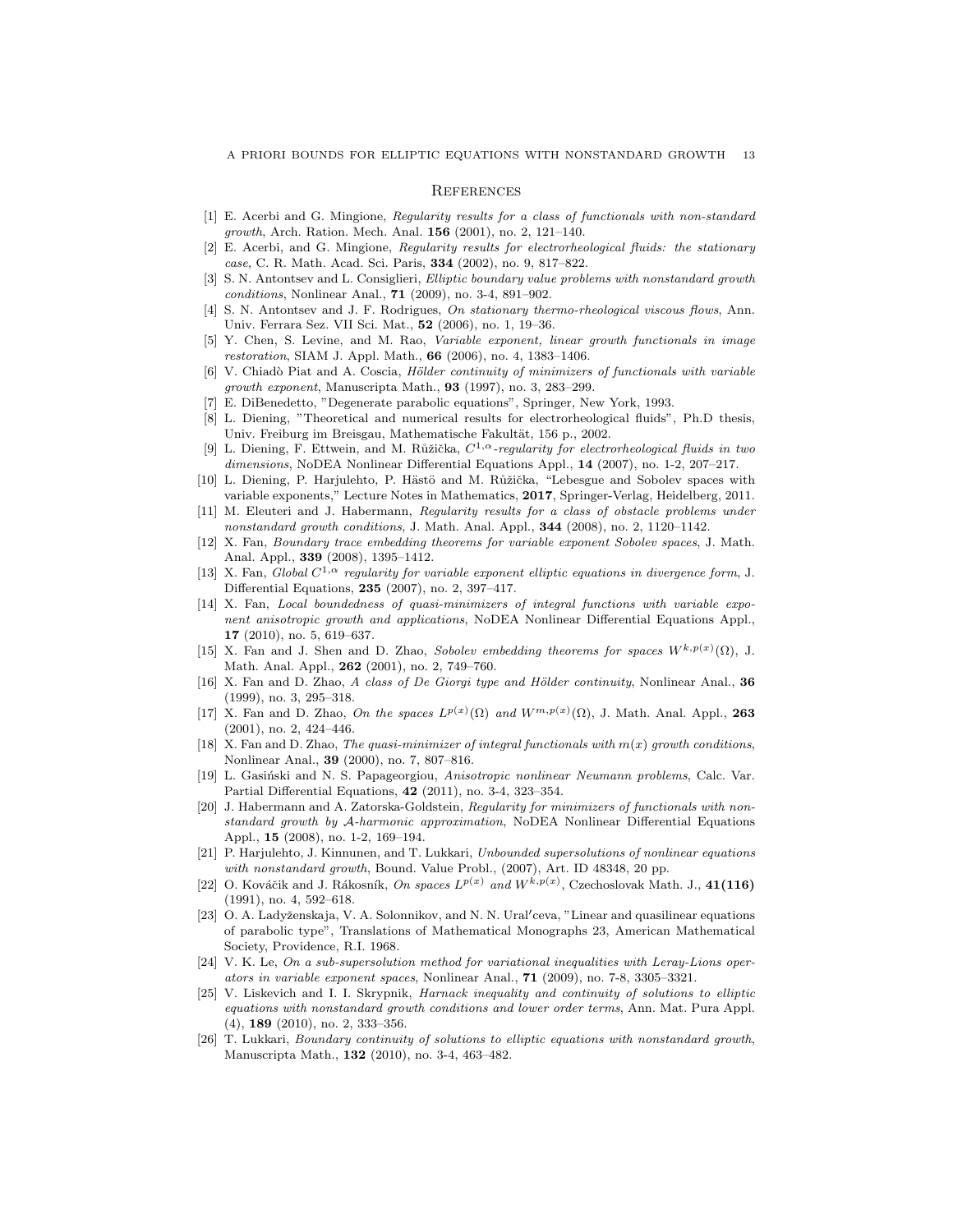## References

[1] E. Acerbi and G. Mingione, *Regularity results for a class of functionals with non-standard growth*, Arch. Ration. Mech. Anal. **156** (2001), no. 2, 121–140.

[2] E. Acerbi, and G. Mingione, *Regularity results for electrorheological fluids: the stationary case*, C. R. Math. Acad. Sci. Paris, **334** (2002), no. 9, 817–822.

[3] S. N. Antontsev and L. Consiglieri, *Elliptic boundary value problems with nonstandard growth conditions*, Nonlinear Anal., **71** (2009), no. 3-4, 891–902.

[4] S. N. Antontsev and J. F. Rodrigues, *On stationary thermo-rheological viscous flows*, Ann. Univ. Ferrara Sez. VII Sci. Mat., **52** (2006), no. 1, 19–36.

[5] Y. Chen, S. Levine, and M. Rao, *Variable exponent, linear growth functionals in image restoration*, SIAM J. Appl. Math., **66** (2006), no. 4, 1383–1406.

[6] V. Chiadò Piat and A. Coscia, *Hölder continuity of minimizers of functionals with variable growth exponent*, Manuscripta Math., **93** (1997), no. 3, 283–299.

[7] E. DiBenedetto, "Degenerate parabolic equations", Springer, New York, 1993.

[8] L. Diening, "Theoretical and numerical results for electrorheological fluids", Ph.D thesis, Univ. Freiburg im Breisgau, Mathematische Fakultät, 156 p., 2002.

[9] L. Diening, F. Ettwein, and M. Růžička, *$C^{1,\alpha}$-regularity for electrorheological fluids in two dimensions*, NoDEA Nonlinear Differential Equations Appl., **14** (2007), no. 1-2, 207–217.

[10] L. Diening, P. Harjulehto, P. Hästö and M. Růžička, "Lebesgue and Sobolev spaces with variable exponents," Lecture Notes in Mathematics, **2017**, Springer-Verlag, Heidelberg, 2011.

[11] M. Eleuteri and J. Habermann, *Regularity results for a class of obstacle problems under nonstandard growth conditions*, J. Math. Anal. Appl., **344** (2008), no. 2, 1120–1142.

[12] X. Fan, *Boundary trace embedding theorems for variable exponent Sobolev spaces*, J. Math. Anal. Appl., **339** (2008), 1395–1412.

[13] X. Fan, *Global $C^{1,\alpha}$ regularity for variable exponent elliptic equations in divergence form*, J. Differential Equations, **235** (2007), no. 2, 397–417.

[14] X. Fan, *Local boundedness of quasi-minimizers of integral functions with variable exponent anisotropic growth and applications*, NoDEA Nonlinear Differential Equations Appl., **17** (2010), no. 5, 619–637.

[15] X. Fan and J. Shen and D. Zhao, *Sobolev embedding theorems for spaces $W^{k,p(x)}(\Omega)$*, J. Math. Anal. Appl., **262** (2001), no. 2, 749–760.

[16] X. Fan and D. Zhao, *A class of De Giorgi type and Hölder continuity*, Nonlinear Anal., **36** (1999), no. 3, 295–318.

[17] X. Fan and D. Zhao, *On the spaces $L^{p(x)}(\Omega)$ and $W^{m,p(x)}(\Omega)$*, J. Math. Anal. Appl., **263** (2001), no. 2, 424–446.

[18] X. Fan and D. Zhao, *The quasi-minimizer of integral functionals with $m(x)$ growth conditions*, Nonlinear Anal., **39** (2000), no. 7, 807–816.

[19] L. Gasiński and N. S. Papageorgiou, *Anisotropic nonlinear Neumann problems*, Calc. Var. Partial Differential Equations, **42** (2011), no. 3-4, 323–354.

[20] J. Habermann and A. Zatorska-Goldstein, *Regularity for minimizers of functionals with nonstandard growth by $\mathcal{A}$-harmonic approximation*, NoDEA Nonlinear Differential Equations Appl., **15** (2008), no. 1-2, 169–194.

[21] P. Harjulehto, J. Kinnunen, and T. Lukkari, *Unbounded supersolutions of nonlinear equations with nonstandard growth*, Bound. Value Probl., (2007), Art. ID 48348, 20 pp.

[22] O. Kováčik and J. Rákosník, *On spaces $L^{p(x)}$ and $W^{k,p(x)}$*, Czechoslovak Math. J., **41(116)** (1991), no. 4, 592–618.

[23] O. A. Ladyženskaja, V. A. Solonnikov, and N. N. Ural′ceva, "Linear and quasilinear equations of parabolic type", Translations of Mathematical Monographs 23, American Mathematical Society, Providence, R.I. 1968.

[24] V. K. Le, *On a sub-supersolution method for variational inequalities with Leray-Lions operators in variable exponent spaces*, Nonlinear Anal., **71** (2009), no. 7-8, 3305–3321.

[25] V. Liskevich and I. I. Skrypnik, *Harnack inequality and continuity of solutions to elliptic equations with nonstandard growth conditions and lower order terms*, Ann. Mat. Pura Appl. (4), **189** (2010), no. 2, 333–356.

[26] T. Lukkari, *Boundary continuity of solutions to elliptic equations with nonstandard growth*, Manuscripta Math., **132** (2010), no. 3-4, 463–482.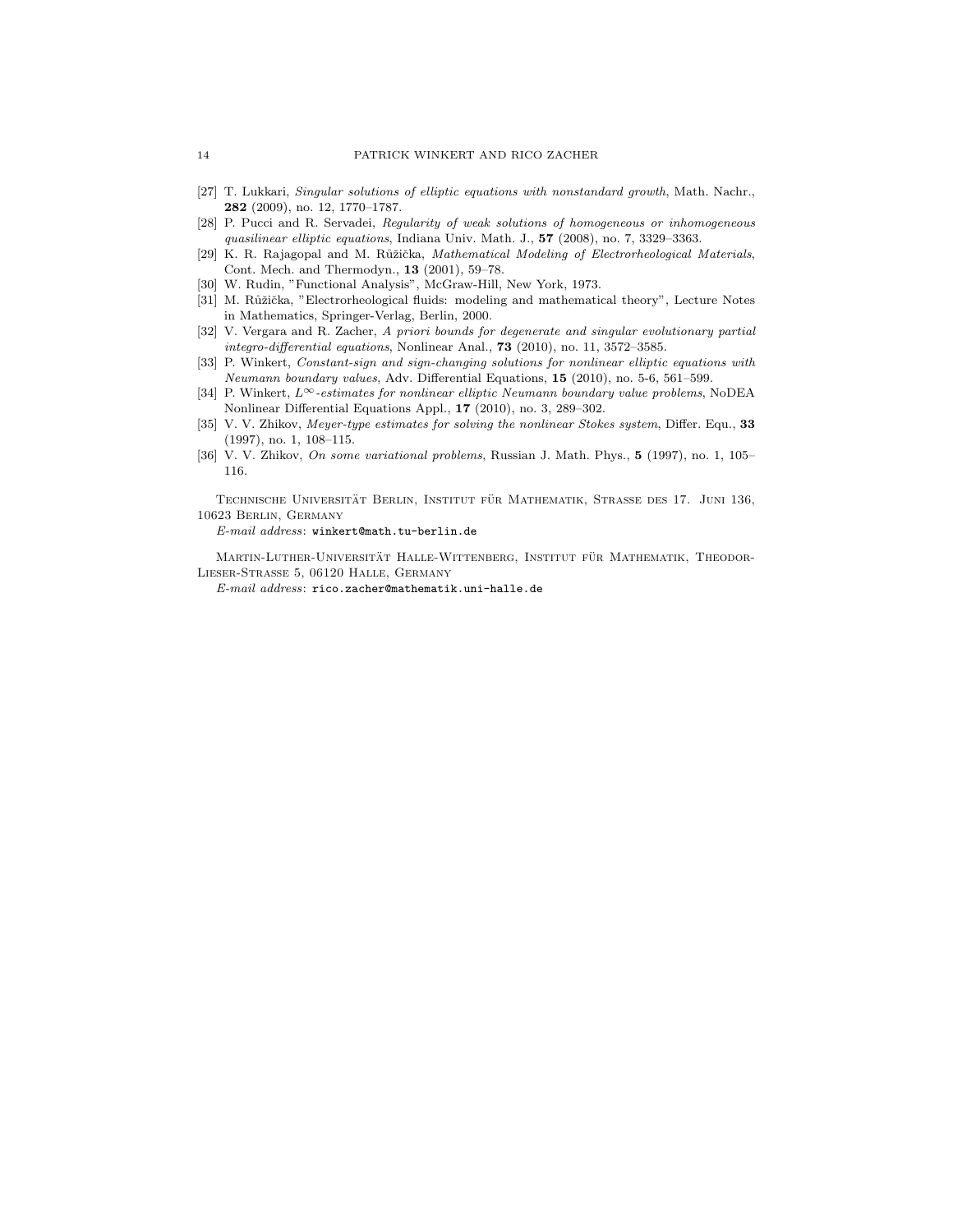[27] T. Lukkari, *Singular solutions of elliptic equations with nonstandard growth*, Math. Nachr., **282** (2009), no. 12, 1770–1787.

[28] P. Pucci and R. Servadei, *Regularity of weak solutions of homogeneous or inhomogeneous quasilinear elliptic equations*, Indiana Univ. Math. J., **57** (2008), no. 7, 3329–3363.

[29] K. R. Rajagopal and M. Růžička, *Mathematical Modeling of Electrorheological Materials*, Cont. Mech. and Thermodyn., **13** (2001), 59–78.

[30] W. Rudin, "Functional Analysis", McGraw-Hill, New York, 1973.

[31] M. Růžička, "Electrorheological fluids: modeling and mathematical theory", Lecture Notes in Mathematics, Springer-Verlag, Berlin, 2000.

[32] V. Vergara and R. Zacher, *A priori bounds for degenerate and singular evolutionary partial integro-differential equations*, Nonlinear Anal., **73** (2010), no. 11, 3572–3585.

[33] P. Winkert, *Constant-sign and sign-changing solutions for nonlinear elliptic equations with Neumann boundary values*, Adv. Differential Equations, **15** (2010), no. 5-6, 561–599.

[34] P. Winkert, *$L^\infty$-estimates for nonlinear elliptic Neumann boundary value problems*, NoDEA Nonlinear Differential Equations Appl., **17** (2010), no. 3, 289–302.

[35] V. V. Zhikov, *Meyer-type estimates for solving the nonlinear Stokes system*, Differ. Equ., **33** (1997), no. 1, 108–115.

[36] V. V. Zhikov, *On some variational problems*, Russian J. Math. Phys., **5** (1997), no. 1, 105–116.

Technische Universität Berlin, Institut für Mathematik, Strasse des 17. Juni 136, 10623 Berlin, Germany

*E-mail address*: winkert@math.tu-berlin.de

Martin-Luther-Universität Halle-Wittenberg, Institut für Mathematik, Theodor-Lieser-Strasse 5, 06120 Halle, Germany

*E-mail address*: rico.zacher@mathematik.uni-halle.de